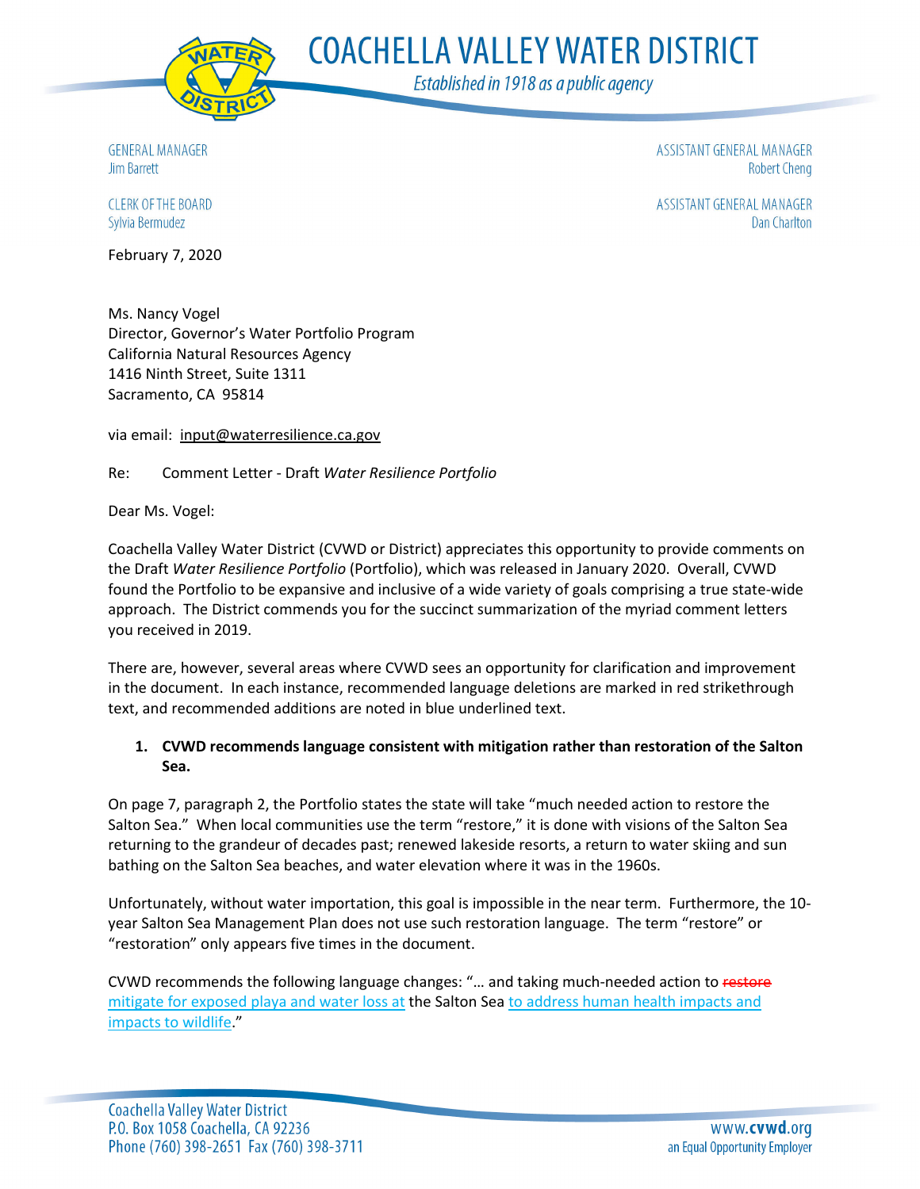# COACHELLA VALLEY WATER DISTRICT

*Established in 1918 as a public agency*

GENERAL MANAGER
Jim Barrett

CLERK OF THE BOARD
Sylvia Bermudez

ASSISTANT GENERAL MANAGER
Robert Cheng

ASSISTANT GENERAL MANAGER
Dan Charlton

February 7, 2020

Ms. Nancy Vogel
Director, Governor's Water Portfolio Program
California Natural Resources Agency
1416 Ninth Street, Suite 1311
Sacramento, CA 95814

via email: input@waterresilience.ca.gov

Re: Comment Letter - Draft *Water Resilience Portfolio*

Dear Ms. Vogel:

Coachella Valley Water District (CVWD or District) appreciates this opportunity to provide comments on the Draft *Water Resilience Portfolio* (Portfolio), which was released in January 2020. Overall, CVWD found the Portfolio to be expansive and inclusive of a wide variety of goals comprising a true state-wide approach. The District commends you for the succinct summarization of the myriad comment letters you received in 2019.

There are, however, several areas where CVWD sees an opportunity for clarification and improvement in the document. In each instance, recommended language deletions are marked in red strikethrough text, and recommended additions are noted in blue underlined text.

1. **CVWD recommends language consistent with mitigation rather than restoration of the Salton Sea.**

On page 7, paragraph 2, the Portfolio states the state will take "much needed action to restore the Salton Sea." When local communities use the term "restore," it is done with visions of the Salton Sea returning to the grandeur of decades past; renewed lakeside resorts, a return to water skiing and sun bathing on the Salton Sea beaches, and water elevation where it was in the 1960s.

Unfortunately, without water importation, this goal is impossible in the near term. Furthermore, the 10-year Salton Sea Management Plan does not use such restoration language. The term "restore" or "restoration" only appears five times in the document.

CVWD recommends the following language changes: "… and taking much-needed action to ~~restore~~ <u>mitigate for exposed playa and water loss at</u> the Salton Sea <u>to address human health impacts and impacts to wildlife</u>."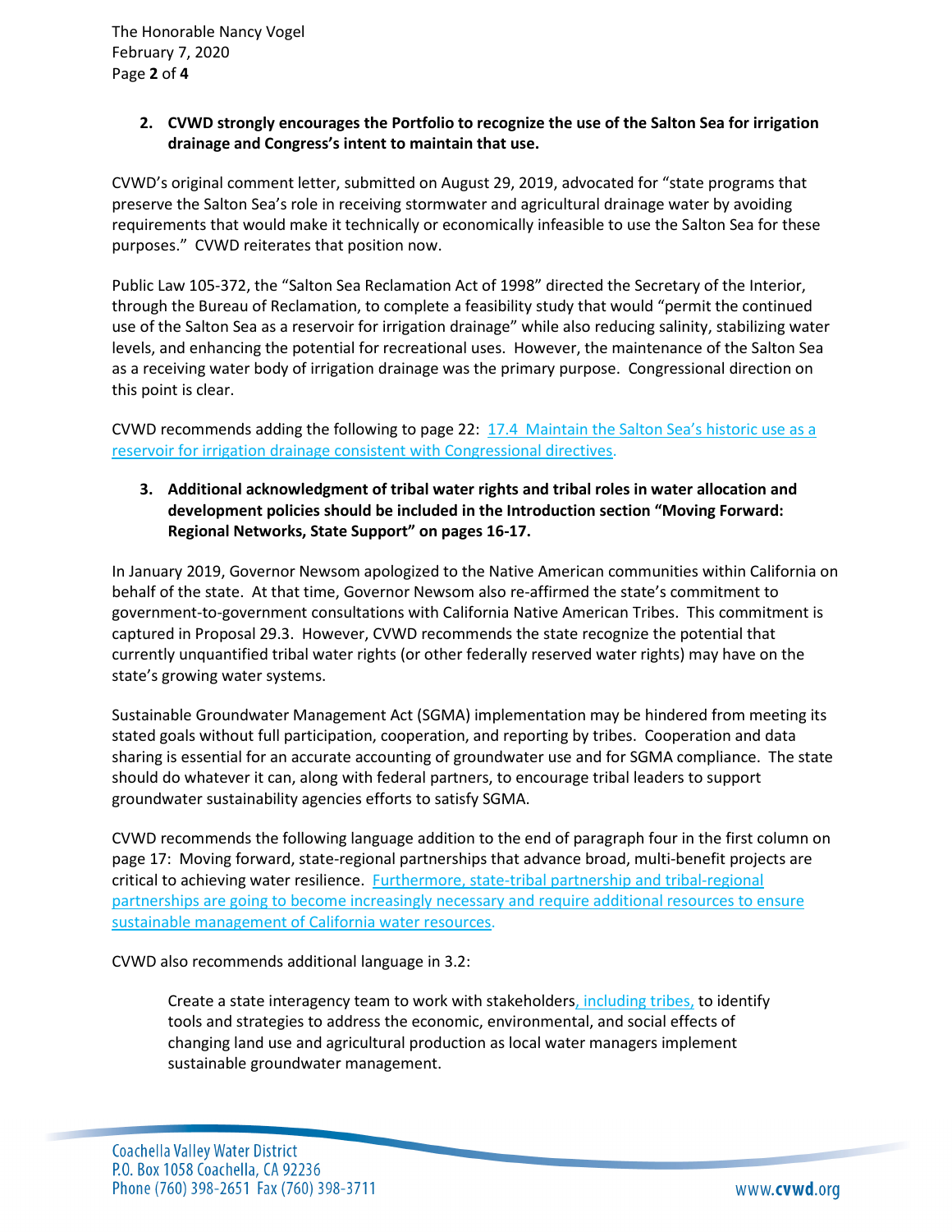**2. CVWD strongly encourages the Portfolio to recognize the use of the Salton Sea for irrigation drainage and Congress's intent to maintain that use.**

CVWD's original comment letter, submitted on August 29, 2019, advocated for "state programs that preserve the Salton Sea's role in receiving stormwater and agricultural drainage water by avoiding requirements that would make it technically or economically infeasible to use the Salton Sea for these purposes." CVWD reiterates that position now.

Public Law 105-372, the "Salton Sea Reclamation Act of 1998" directed the Secretary of the Interior, through the Bureau of Reclamation, to complete a feasibility study that would "permit the continued use of the Salton Sea as a reservoir for irrigation drainage" while also reducing salinity, stabilizing water levels, and enhancing the potential for recreational uses. However, the maintenance of the Salton Sea as a receiving water body of irrigation drainage was the primary purpose. Congressional direction on this point is clear.

CVWD recommends adding the following to page 22: 17.4 Maintain the Salton Sea's historic use as a reservoir for irrigation drainage consistent with Congressional directives.

**3. Additional acknowledgment of tribal water rights and tribal roles in water allocation and development policies should be included in the Introduction section "Moving Forward: Regional Networks, State Support" on pages 16-17.**

In January 2019, Governor Newsom apologized to the Native American communities within California on behalf of the state. At that time, Governor Newsom also re-affirmed the state's commitment to government-to-government consultations with California Native American Tribes. This commitment is captured in Proposal 29.3. However, CVWD recommends the state recognize the potential that currently unquantified tribal water rights (or other federally reserved water rights) may have on the state's growing water systems.

Sustainable Groundwater Management Act (SGMA) implementation may be hindered from meeting its stated goals without full participation, cooperation, and reporting by tribes. Cooperation and data sharing is essential for an accurate accounting of groundwater use and for SGMA compliance. The state should do whatever it can, along with federal partners, to encourage tribal leaders to support groundwater sustainability agencies efforts to satisfy SGMA.

CVWD recommends the following language addition to the end of paragraph four in the first column on page 17: Moving forward, state-regional partnerships that advance broad, multi-benefit projects are critical to achieving water resilience. Furthermore, state-tribal partnership and tribal-regional partnerships are going to become increasingly necessary and require additional resources to ensure sustainable management of California water resources.

CVWD also recommends additional language in 3.2:

> Create a state interagency team to work with stakeholders, including tribes, to identify tools and strategies to address the economic, environmental, and social effects of changing land use and agricultural production as local water managers implement sustainable groundwater management.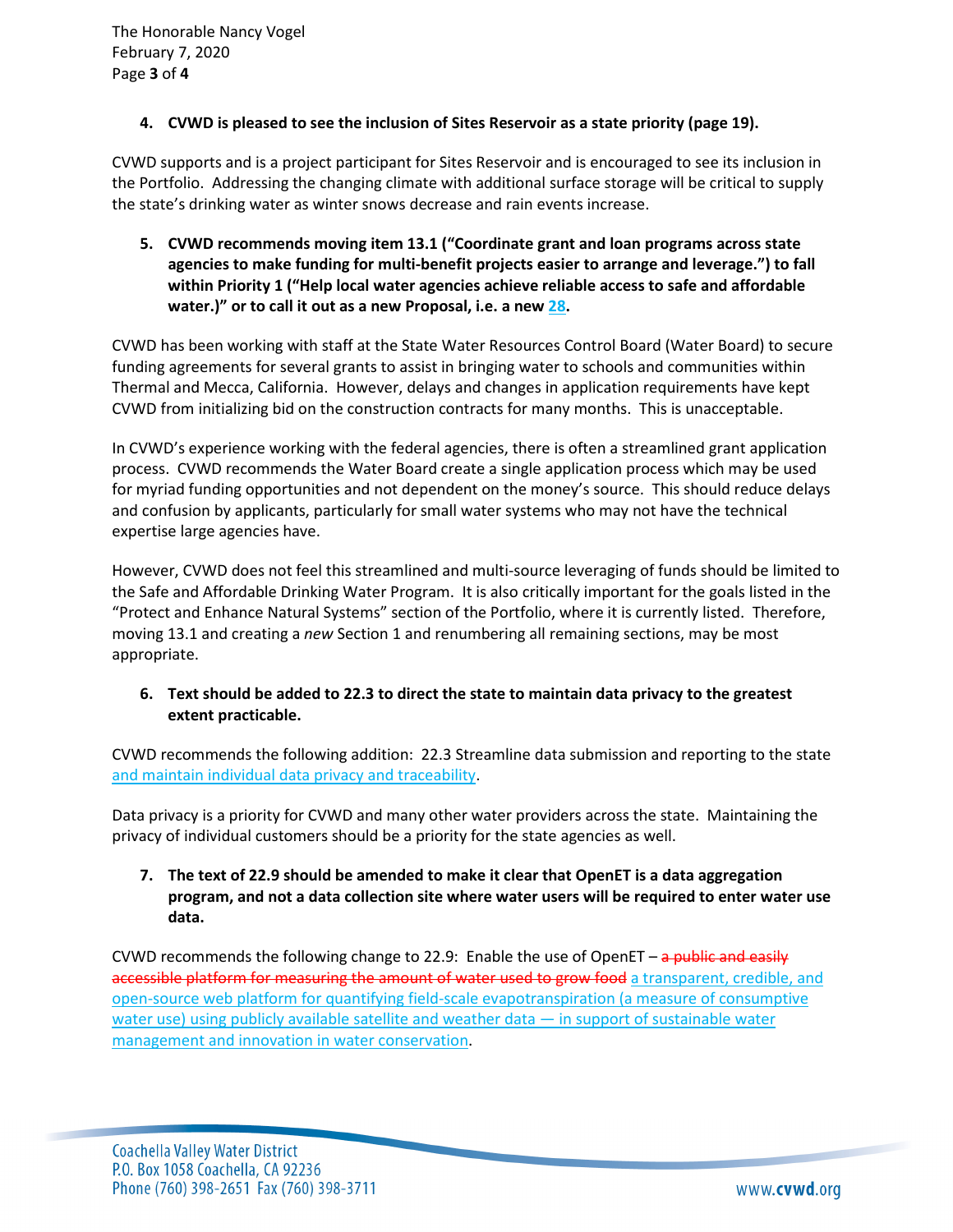**4. CVWD is pleased to see the inclusion of Sites Reservoir as a state priority (page 19).**

CVWD supports and is a project participant for Sites Reservoir and is encouraged to see its inclusion in the Portfolio. Addressing the changing climate with additional surface storage will be critical to supply the state's drinking water as winter snows decrease and rain events increase.

**5. CVWD recommends moving item 13.1 ("Coordinate grant and loan programs across state agencies to make funding for multi-benefit projects easier to arrange and leverage.") to fall within Priority 1 ("Help local water agencies achieve reliable access to safe and affordable water.)" or to call it out as a new Proposal, i.e. a new 28.**

CVWD has been working with staff at the State Water Resources Control Board (Water Board) to secure funding agreements for several grants to assist in bringing water to schools and communities within Thermal and Mecca, California. However, delays and changes in application requirements have kept CVWD from initializing bid on the construction contracts for many months. This is unacceptable.

In CVWD's experience working with the federal agencies, there is often a streamlined grant application process. CVWD recommends the Water Board create a single application process which may be used for myriad funding opportunities and not dependent on the money's source. This should reduce delays and confusion by applicants, particularly for small water systems who may not have the technical expertise large agencies have.

However, CVWD does not feel this streamlined and multi-source leveraging of funds should be limited to the Safe and Affordable Drinking Water Program. It is also critically important for the goals listed in the "Protect and Enhance Natural Systems" section of the Portfolio, where it is currently listed. Therefore, moving 13.1 and creating a *new* Section 1 and renumbering all remaining sections, may be most appropriate.

**6. Text should be added to 22.3 to direct the state to maintain data privacy to the greatest extent practicable.**

CVWD recommends the following addition: 22.3 Streamline data submission and reporting to the state <u>and maintain individual data privacy and traceability</u>.

Data privacy is a priority for CVWD and many other water providers across the state. Maintaining the privacy of individual customers should be a priority for the state agencies as well.

**7. The text of 22.9 should be amended to make it clear that OpenET is a data aggregation program, and not a data collection site where water users will be required to enter water use data.**

CVWD recommends the following change to 22.9: Enable the use of OpenET – ~~a public and easily accessible platform for measuring the amount of water used to grow food~~ <u>a transparent, credible, and open-source web platform for quantifying field-scale evapotranspiration (a measure of consumptive water use) using publicly available satellite and weather data — in support of sustainable water management and innovation in water conservation</u>.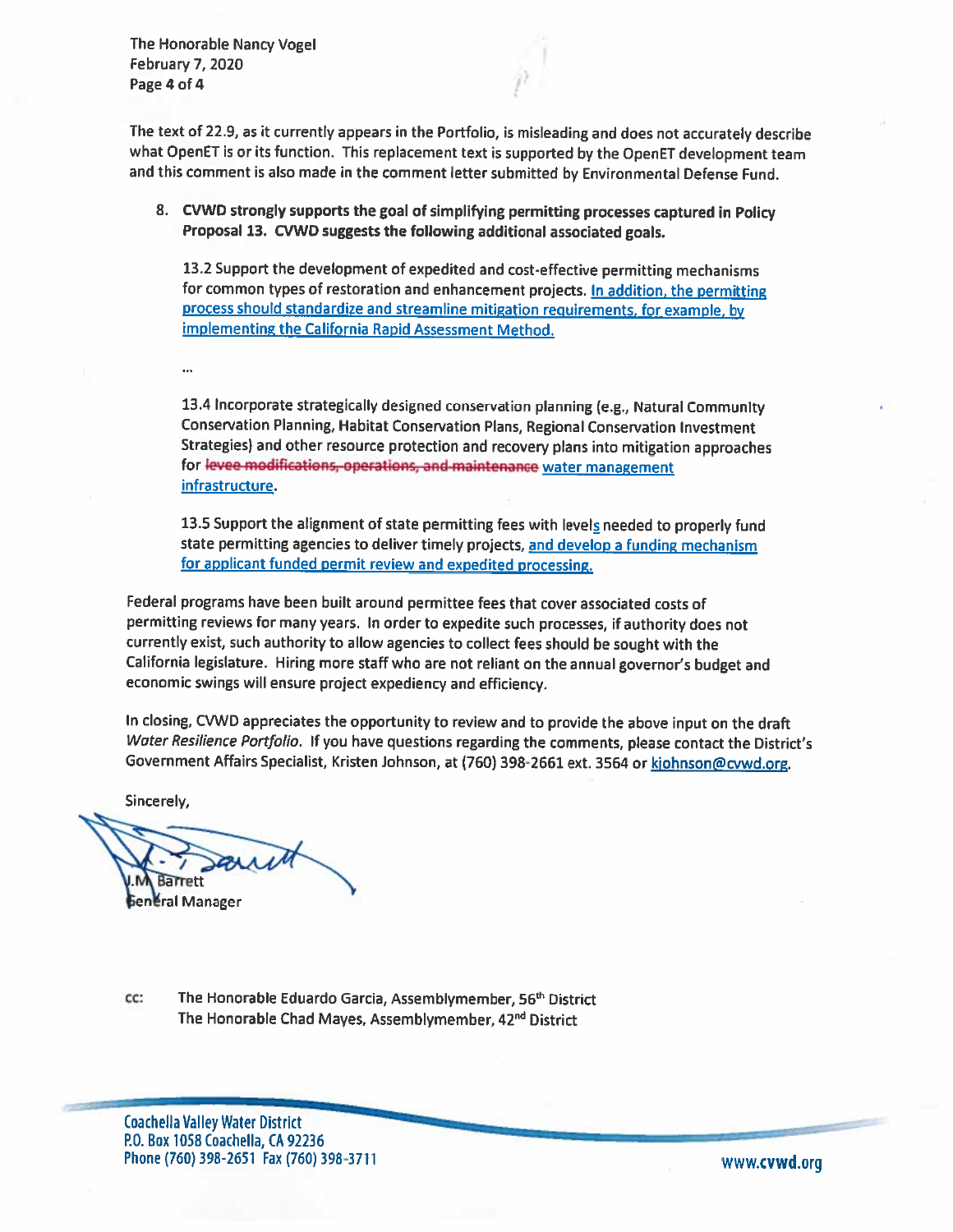The Honorable Nancy Vogel
February 7, 2020
Page 4 of 4

The text of 22.9, as it currently appears in the Portfolio, is misleading and does not accurately describe what OpenET is or its function. This replacement text is supported by the OpenET development team and this comment is also made in the comment letter submitted by Environmental Defense Fund.

8. **CVWD strongly supports the goal of simplifying permitting processes captured in Policy Proposal 13. CVWD suggests the following additional associated goals.**

   13.2 Support the development of expedited and cost-effective permitting mechanisms for common types of restoration and enhancement projects. <u>In addition, the permitting process should standardize and streamline mitigation requirements, for example, by implementing the California Rapid Assessment Method.</u>

   ...

   13.4 Incorporate strategically designed conservation planning (e.g., Natural Community Conservation Planning, Habitat Conservation Plans, Regional Conservation Investment Strategies) and other resource protection and recovery plans into mitigation approaches for ~~levee modifications, operations, and maintenance~~ <u>water management infrastructure</u>.

   13.5 Support the alignment of state permitting fees with level<u>s</u> needed to properly fund state permitting agencies to deliver timely projects, <u>and develop a funding mechanism for applicant funded permit review and expedited processing.</u>

Federal programs have been built around permittee fees that cover associated costs of permitting reviews for many years. In order to expedite such processes, if authority does not currently exist, such authority to allow agencies to collect fees should be sought with the California legislature. Hiring more staff who are not reliant on the annual governor's budget and economic swings will ensure project expediency and efficiency.

In closing, CVWD appreciates the opportunity to review and to provide the above input on the draft *Water Resilience Portfolio*. If you have questions regarding the comments, please contact the District's Government Affairs Specialist, Kristen Johnson, at (760) 398-2661 ext. 3564 or kjohnson@cvwd.org.

Sincerely,

J.M. Barrett
General Manager

cc: The Honorable Eduardo Garcia, Assemblymember, 56th District
The Honorable Chad Mayes, Assemblymember, 42nd District

Coachella Valley Water District
P.O. Box 1058 Coachella, CA 92236
Phone (760) 398-2651 Fax (760) 398-3711
www.cvwd.org